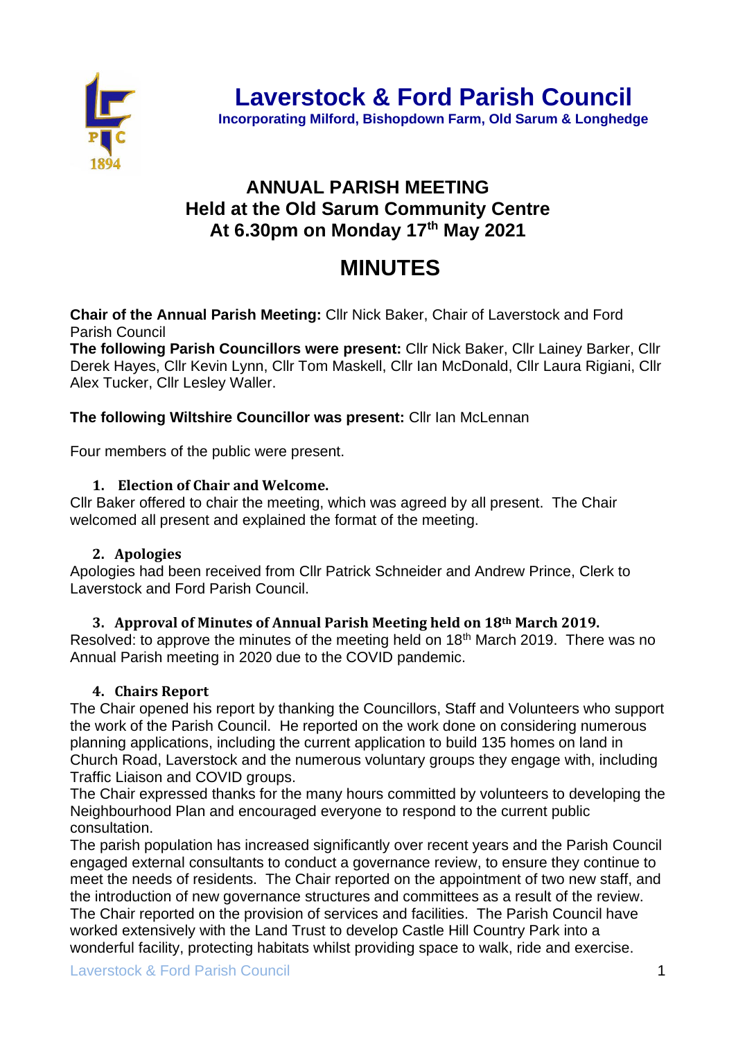# Laverstock & Ford Parish Council

**Incorporating Milford, Bishopdown Farm, Old Sarum & Longhedge**

## ANNUAL PARISH MEETING
## Held at the Old Sarum Community Centre
## At 6.30pm on Monday 17th May 2021

# MINUTES

**Chair of the Annual Parish Meeting:** Cllr Nick Baker, Chair of Laverstock and Ford Parish Council
**The following Parish Councillors were present:** Cllr Nick Baker, Cllr Lainey Barker, Cllr Derek Hayes, Cllr Kevin Lynn, Cllr Tom Maskell, Cllr Ian McDonald, Cllr Laura Rigiani, Cllr Alex Tucker, Cllr Lesley Waller.

**The following Wiltshire Councillor was present:** Cllr Ian McLennan

Four members of the public were present.

### 1. Election of Chair and Welcome.

Cllr Baker offered to chair the meeting, which was agreed by all present. The Chair welcomed all present and explained the format of the meeting.

### 2. Apologies

Apologies had been received from Cllr Patrick Schneider and Andrew Prince, Clerk to Laverstock and Ford Parish Council.

### 3. Approval of Minutes of Annual Parish Meeting held on 18th March 2019.

Resolved: to approve the minutes of the meeting held on 18th March 2019. There was no Annual Parish meeting in 2020 due to the COVID pandemic.

### 4. Chairs Report

The Chair opened his report by thanking the Councillors, Staff and Volunteers who support the work of the Parish Council. He reported on the work done on considering numerous planning applications, including the current application to build 135 homes on land in Church Road, Laverstock and the numerous voluntary groups they engage with, including Traffic Liaison and COVID groups.
The Chair expressed thanks for the many hours committed by volunteers to developing the Neighbourhood Plan and encouraged everyone to respond to the current public consultation.
The parish population has increased significantly over recent years and the Parish Council engaged external consultants to conduct a governance review, to ensure they continue to meet the needs of residents. The Chair reported on the appointment of two new staff, and the introduction of new governance structures and committees as a result of the review.
The Chair reported on the provision of services and facilities. The Parish Council have worked extensively with the Land Trust to develop Castle Hill Country Park into a wonderful facility, protecting habitats whilst providing space to walk, ride and exercise.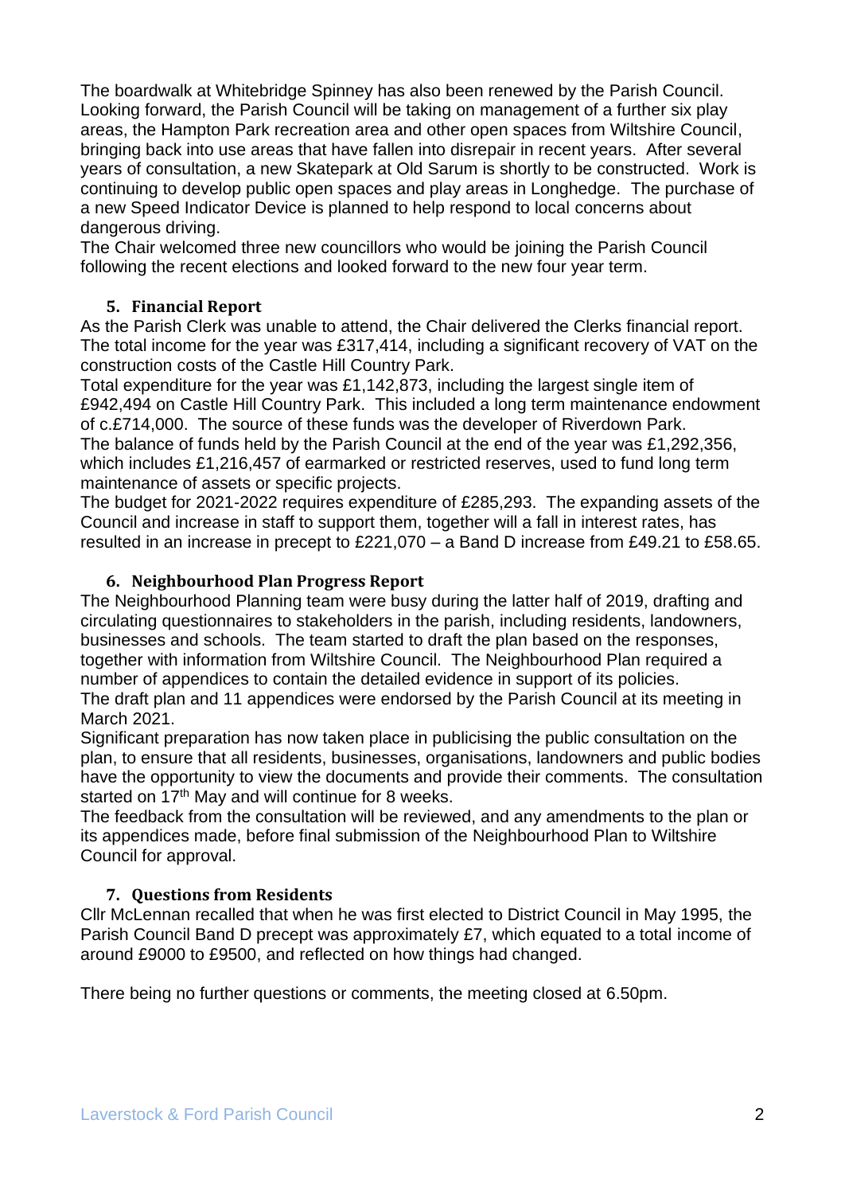The boardwalk at Whitebridge Spinney has also been renewed by the Parish Council. Looking forward, the Parish Council will be taking on management of a further six play areas, the Hampton Park recreation area and other open spaces from Wiltshire Council, bringing back into use areas that have fallen into disrepair in recent years. After several years of consultation, a new Skatepark at Old Sarum is shortly to be constructed. Work is continuing to develop public open spaces and play areas in Longhedge. The purchase of a new Speed Indicator Device is planned to help respond to local concerns about dangerous driving.
The Chair welcomed three new councillors who would be joining the Parish Council following the recent elections and looked forward to the new four year term.

### 5. Financial Report

As the Parish Clerk was unable to attend, the Chair delivered the Clerks financial report. The total income for the year was £317,414, including a significant recovery of VAT on the construction costs of the Castle Hill Country Park.
Total expenditure for the year was £1,142,873, including the largest single item of £942,494 on Castle Hill Country Park. This included a long term maintenance endowment of c.£714,000. The source of these funds was the developer of Riverdown Park.
The balance of funds held by the Parish Council at the end of the year was £1,292,356, which includes £1,216,457 of earmarked or restricted reserves, used to fund long term maintenance of assets or specific projects.
The budget for 2021-2022 requires expenditure of £285,293. The expanding assets of the Council and increase in staff to support them, together will a fall in interest rates, has resulted in an increase in precept to £221,070 – a Band D increase from £49.21 to £58.65.

### 6. Neighbourhood Plan Progress Report

The Neighbourhood Planning team were busy during the latter half of 2019, drafting and circulating questionnaires to stakeholders in the parish, including residents, landowners, businesses and schools. The team started to draft the plan based on the responses, together with information from Wiltshire Council. The Neighbourhood Plan required a number of appendices to contain the detailed evidence in support of its policies.
The draft plan and 11 appendices were endorsed by the Parish Council at its meeting in March 2021.
Significant preparation has now taken place in publicising the public consultation on the plan, to ensure that all residents, businesses, organisations, landowners and public bodies have the opportunity to view the documents and provide their comments. The consultation started on 17th May and will continue for 8 weeks.
The feedback from the consultation will be reviewed, and any amendments to the plan or its appendices made, before final submission of the Neighbourhood Plan to Wiltshire Council for approval.

### 7. Questions from Residents

Cllr McLennan recalled that when he was first elected to District Council in May 1995, the Parish Council Band D precept was approximately £7, which equated to a total income of around £9000 to £9500, and reflected on how things had changed.

There being no further questions or comments, the meeting closed at 6.50pm.